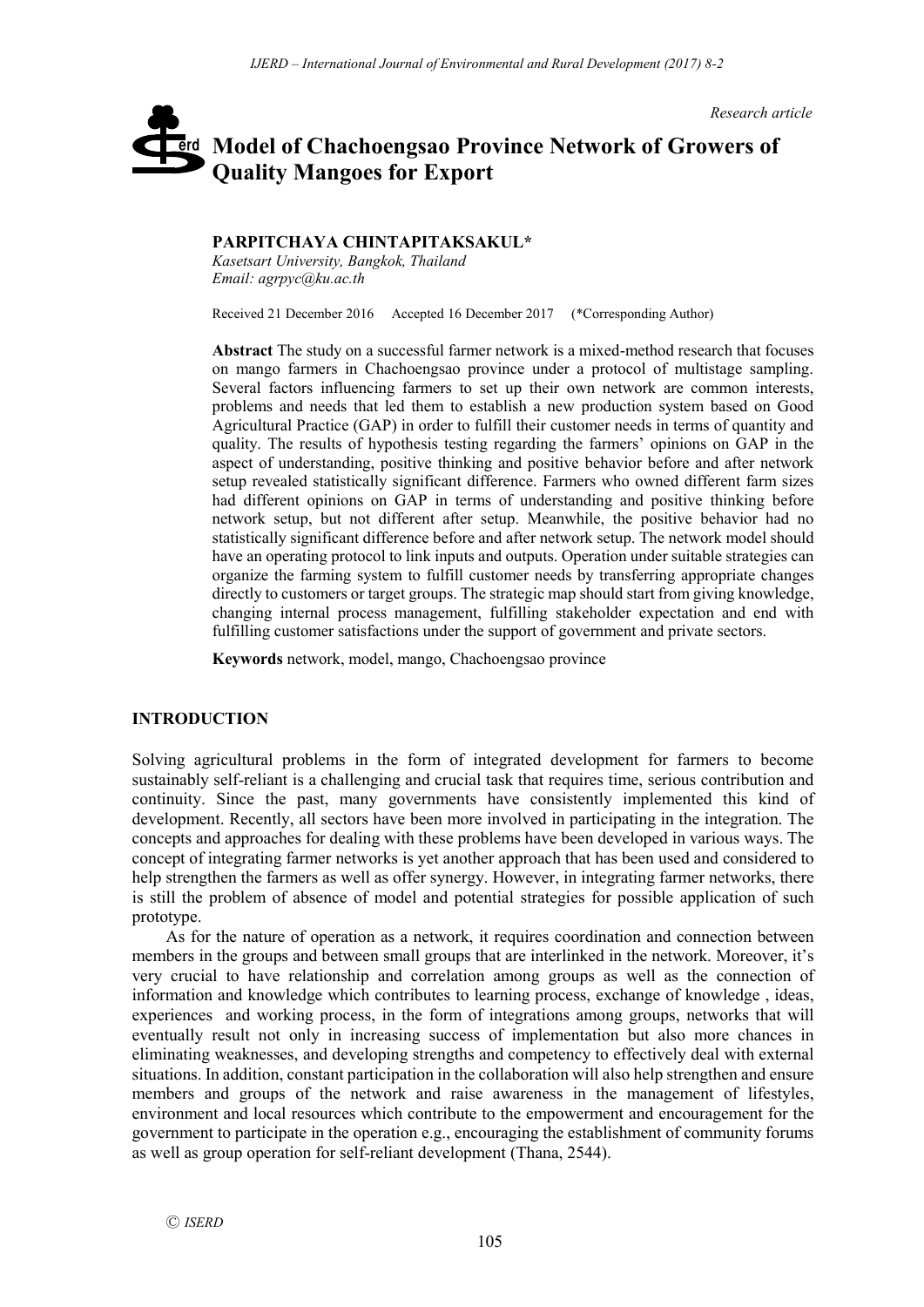*Research article*

# Model of Chachoengsao Province Network of Growers of Quality Mangoes for Export

**PARPITCHAYA CHINTAPITAKSAKUL***

*Kasetsart University, Bangkok, Thailand*

*Email: agrpyc@ku.ac.th*

Received 21 December 2016 Accepted 16 December 2017 (*Corresponding Author)

**Abstract** The study on a successful farmer network is a mixed-method research that focuses on mango farmers in Chachoengsao province under a protocol of multistage sampling. Several factors influencing farmers to set up their own network are common interests, problems and needs that led them to establish a new production system based on Good Agricultural Practice (GAP) in order to fulfill their customer needs in terms of quantity and quality. The results of hypothesis testing regarding the farmers' opinions on GAP in the aspect of understanding, positive thinking and positive behavior before and after network setup revealed statistically significant difference. Farmers who owned different farm sizes had different opinions on GAP in terms of understanding and positive thinking before network setup, but not different after setup. Meanwhile, the positive behavior had no statistically significant difference before and after network setup. The network model should have an operating protocol to link inputs and outputs. Operation under suitable strategies can organize the farming system to fulfill customer needs by transferring appropriate changes directly to customers or target groups. The strategic map should start from giving knowledge, changing internal process management, fulfilling stakeholder expectation and end with fulfilling customer satisfactions under the support of government and private sectors.

**Keywords** network, model, mango, Chachoengsao province

## INTRODUCTION

Solving agricultural problems in the form of integrated development for farmers to become sustainably self-reliant is a challenging and crucial task that requires time, serious contribution and continuity. Since the past, many governments have consistently implemented this kind of development. Recently, all sectors have been more involved in participating in the integration. The concepts and approaches for dealing with these problems have been developed in various ways. The concept of integrating farmer networks is yet another approach that has been used and considered to help strengthen the farmers as well as offer synergy. However, in integrating farmer networks, there is still the problem of absence of model and potential strategies for possible application of such prototype.

As for the nature of operation as a network, it requires coordination and connection between members in the groups and between small groups that are interlinked in the network. Moreover, it's very crucial to have relationship and correlation among groups as well as the connection of information and knowledge which contributes to learning process, exchange of knowledge , ideas, experiences and working process, in the form of integrations among groups, networks that will eventually result not only in increasing success of implementation but also more chances in eliminating weaknesses, and developing strengths and competency to effectively deal with external situations. In addition, constant participation in the collaboration will also help strengthen and ensure members and groups of the network and raise awareness in the management of lifestyles, environment and local resources which contribute to the empowerment and encouragement for the government to participate in the operation e.g., encouraging the establishment of community forums as well as group operation for self-reliant development (Thana, 2544).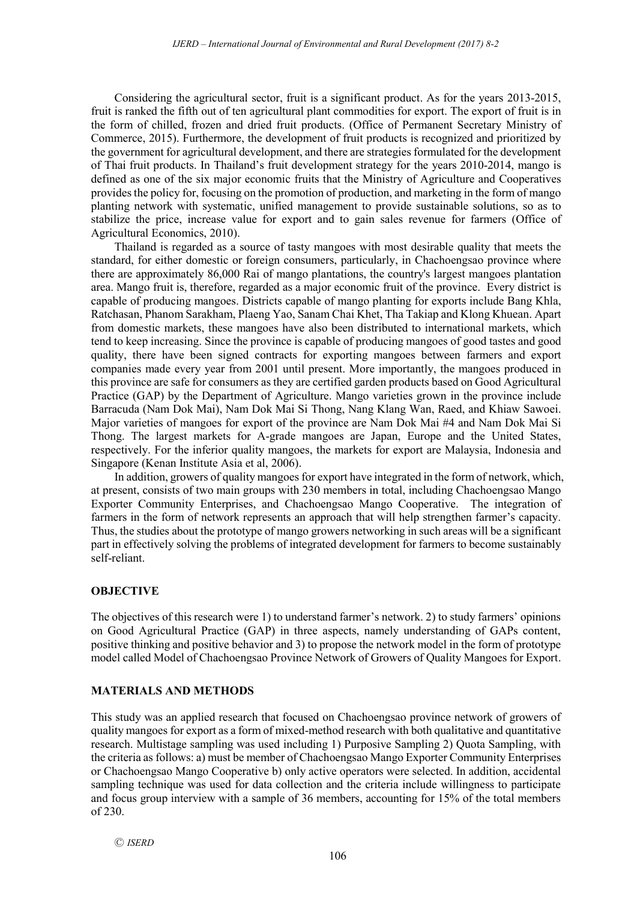Considering the agricultural sector, fruit is a significant product. As for the years 2013-2015, fruit is ranked the fifth out of ten agricultural plant commodities for export. The export of fruit is in the form of chilled, frozen and dried fruit products. (Office of Permanent Secretary Ministry of Commerce, 2015). Furthermore, the development of fruit products is recognized and prioritized by the government for agricultural development, and there are strategies formulated for the development of Thai fruit products. In Thailand's fruit development strategy for the years 2010-2014, mango is defined as one of the six major economic fruits that the Ministry of Agriculture and Cooperatives provides the policy for, focusing on the promotion of production, and marketing in the form of mango planting network with systematic, unified management to provide sustainable solutions, so as to stabilize the price, increase value for export and to gain sales revenue for farmers (Office of Agricultural Economics, 2010).

Thailand is regarded as a source of tasty mangoes with most desirable quality that meets the standard, for either domestic or foreign consumers, particularly, in Chachoengsao province where there are approximately 86,000 Rai of mango plantations, the country's largest mangoes plantation area. Mango fruit is, therefore, regarded as a major economic fruit of the province. Every district is capable of producing mangoes. Districts capable of mango planting for exports include Bang Khla, Ratchasan, Phanom Sarakham, Plaeng Yao, Sanam Chai Khet, Tha Takiap and Klong Khuean. Apart from domestic markets, these mangoes have also been distributed to international markets, which tend to keep increasing. Since the province is capable of producing mangoes of good tastes and good quality, there have been signed contracts for exporting mangoes between farmers and export companies made every year from 2001 until present. More importantly, the mangoes produced in this province are safe for consumers as they are certified garden products based on Good Agricultural Practice (GAP) by the Department of Agriculture. Mango varieties grown in the province include Barracuda (Nam Dok Mai), Nam Dok Mai Si Thong, Nang Klang Wan, Raed, and Khiaw Sawoei. Major varieties of mangoes for export of the province are Nam Dok Mai #4 and Nam Dok Mai Si Thong. The largest markets for A-grade mangoes are Japan, Europe and the United States, respectively. For the inferior quality mangoes, the markets for export are Malaysia, Indonesia and Singapore (Kenan Institute Asia et al, 2006).

In addition, growers of quality mangoes for export have integrated in the form of network, which, at present, consists of two main groups with 230 members in total, including Chachoengsao Mango Exporter Community Enterprises, and Chachoengsao Mango Cooperative. The integration of farmers in the form of network represents an approach that will help strengthen farmer's capacity. Thus, the studies about the prototype of mango growers networking in such areas will be a significant part in effectively solving the problems of integrated development for farmers to become sustainably self-reliant.

## OBJECTIVE

The objectives of this research were 1) to understand farmer's network. 2) to study farmers' opinions on Good Agricultural Practice (GAP) in three aspects, namely understanding of GAPs content, positive thinking and positive behavior and 3) to propose the network model in the form of prototype model called Model of Chachoengsao Province Network of Growers of Quality Mangoes for Export.

## MATERIALS AND METHODS

This study was an applied research that focused on Chachoengsao province network of growers of quality mangoes for export as a form of mixed-method research with both qualitative and quantitative research. Multistage sampling was used including 1) Purposive Sampling 2) Quota Sampling, with the criteria as follows: a) must be member of Chachoengsao Mango Exporter Community Enterprises or Chachoengsao Mango Cooperative b) only active operators were selected. In addition, accidental sampling technique was used for data collection and the criteria include willingness to participate and focus group interview with a sample of 36 members, accounting for 15% of the total members of 230.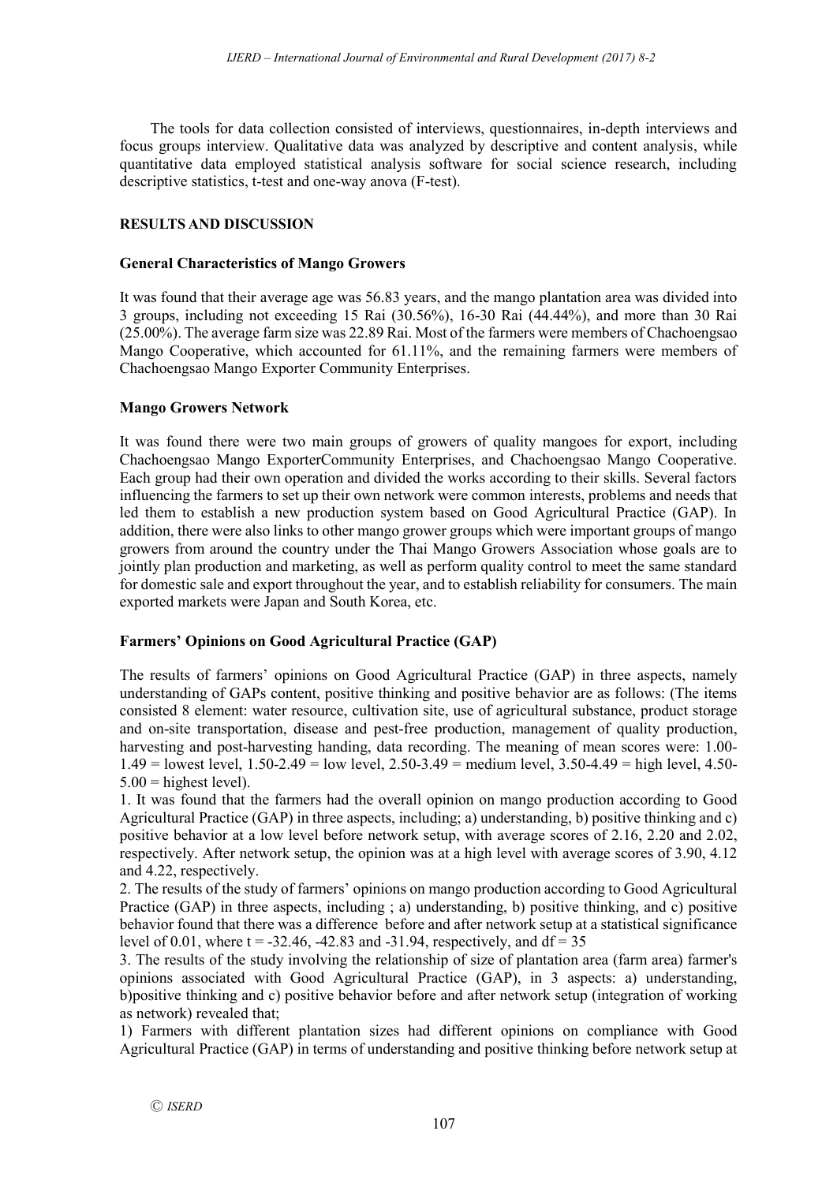The tools for data collection consisted of interviews, questionnaires, in-depth interviews and focus groups interview. Qualitative data was analyzed by descriptive and content analysis, while quantitative data employed statistical analysis software for social science research, including descriptive statistics, t-test and one-way anova (F-test).

## RESULTS AND DISCUSSION

### General Characteristics of Mango Growers

It was found that their average age was 56.83 years, and the mango plantation area was divided into 3 groups, including not exceeding 15 Rai (30.56%), 16-30 Rai (44.44%), and more than 30 Rai (25.00%). The average farm size was 22.89 Rai. Most of the farmers were members of Chachoengsao Mango Cooperative, which accounted for 61.11%, and the remaining farmers were members of Chachoengsao Mango Exporter Community Enterprises.

### Mango Growers Network

It was found there were two main groups of growers of quality mangoes for export, including Chachoengsao Mango ExporterCommunity Enterprises, and Chachoengsao Mango Cooperative. Each group had their own operation and divided the works according to their skills. Several factors influencing the farmers to set up their own network were common interests, problems and needs that led them to establish a new production system based on Good Agricultural Practice (GAP). In addition, there were also links to other mango grower groups which were important groups of mango growers from around the country under the Thai Mango Growers Association whose goals are to jointly plan production and marketing, as well as perform quality control to meet the same standard for domestic sale and export throughout the year, and to establish reliability for consumers. The main exported markets were Japan and South Korea, etc.

### Farmers' Opinions on Good Agricultural Practice (GAP)

The results of farmers' opinions on Good Agricultural Practice (GAP) in three aspects, namely understanding of GAPs content, positive thinking and positive behavior are as follows: (The items consisted 8 element: water resource, cultivation site, use of agricultural substance, product storage and on-site transportation, disease and pest-free production, management of quality production, harvesting and post-harvesting handing, data recording. The meaning of mean scores were: 1.00-1.49 = lowest level, 1.50-2.49 = low level, 2.50-3.49 = medium level, 3.50-4.49 = high level, 4.50-5.00 = highest level).

1. It was found that the farmers had the overall opinion on mango production according to Good Agricultural Practice (GAP) in three aspects, including; a) understanding, b) positive thinking and c) positive behavior at a low level before network setup, with average scores of 2.16, 2.20 and 2.02, respectively. After network setup, the opinion was at a high level with average scores of 3.90, 4.12 and 4.22, respectively.

2. The results of the study of farmers' opinions on mango production according to Good Agricultural Practice (GAP) in three aspects, including ; a) understanding, b) positive thinking, and c) positive behavior found that there was a difference before and after network setup at a statistical significance level of 0.01, where $t = -32.46$, $-42.83$ and $-31.94$, respectively, and $df = 35$

3. The results of the study involving the relationship of size of plantation area (farm area) farmer's opinions associated with Good Agricultural Practice (GAP), in 3 aspects: a) understanding, b)positive thinking and c) positive behavior before and after network setup (integration of working as network) revealed that;

1) Farmers with different plantation sizes had different opinions on compliance with Good Agricultural Practice (GAP) in terms of understanding and positive thinking before network setup at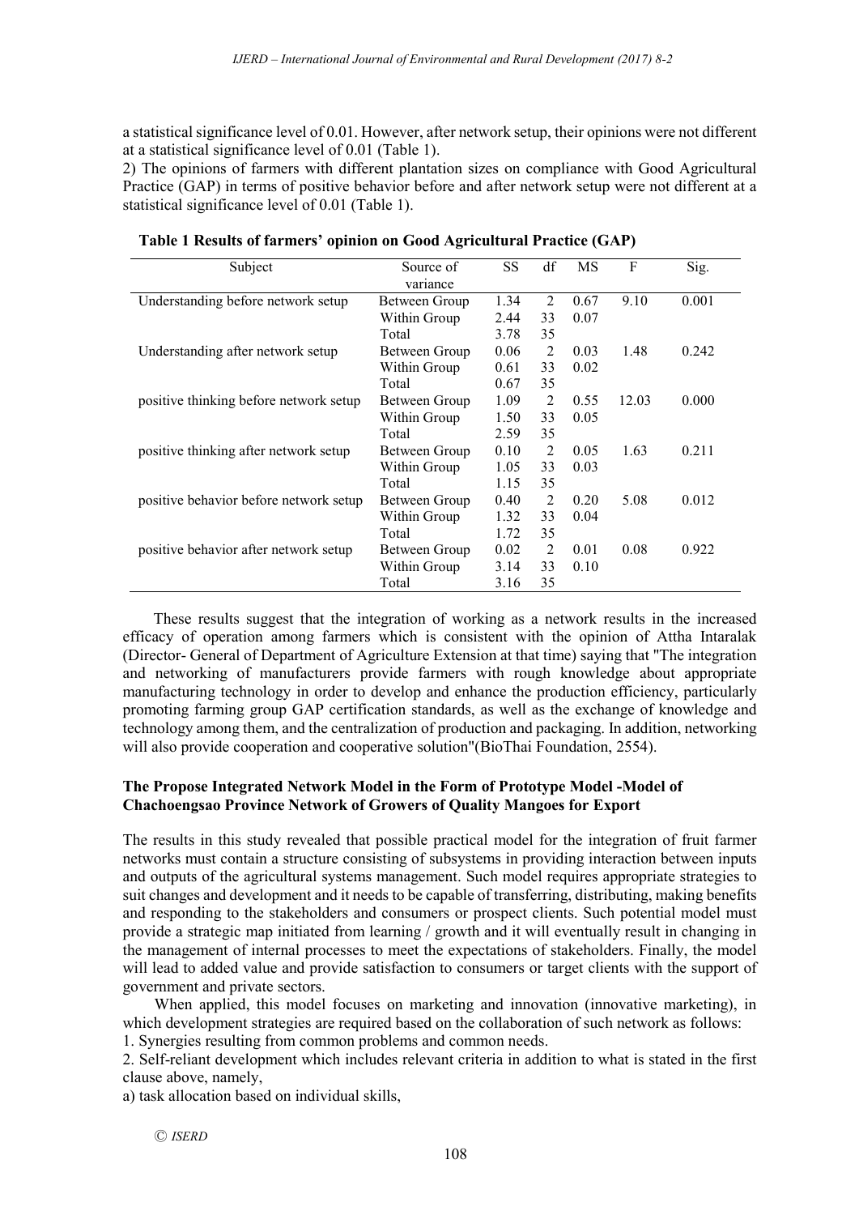a statistical significance level of 0.01. However, after network setup, their opinions were not different at a statistical significance level of 0.01 (Table 1).

2) The opinions of farmers with different plantation sizes on compliance with Good Agricultural Practice (GAP) in terms of positive behavior before and after network setup were not different at a statistical significance level of 0.01 (Table 1).

**Table 1 Results of farmers' opinion on Good Agricultural Practice (GAP)**

| Subject | Source of variance | SS | df | MS | F | Sig. |
|---|---|---|---|---|---|---|
| Understanding before network setup | Between Group | 1.34 | 2 | 0.67 | 9.10 | 0.001 |
| | Within Group | 2.44 | 33 | 0.07 | | |
| | Total | 3.78 | 35 | | | |
| Understanding after network setup | Between Group | 0.06 | 2 | 0.03 | 1.48 | 0.242 |
| | Within Group | 0.61 | 33 | 0.02 | | |
| | Total | 0.67 | 35 | | | |
| positive thinking before network setup | Between Group | 1.09 | 2 | 0.55 | 12.03 | 0.000 |
| | Within Group | 1.50 | 33 | 0.05 | | |
| | Total | 2.59 | 35 | | | |
| positive thinking after network setup | Between Group | 0.10 | 2 | 0.05 | 1.63 | 0.211 |
| | Within Group | 1.05 | 33 | 0.03 | | |
| | Total | 1.15 | 35 | | | |
| positive behavior before network setup | Between Group | 0.40 | 2 | 0.20 | 5.08 | 0.012 |
| | Within Group | 1.32 | 33 | 0.04 | | |
| | Total | 1.72 | 35 | | | |
| positive behavior after network setup | Between Group | 0.02 | 2 | 0.01 | 0.08 | 0.922 |
| | Within Group | 3.14 | 33 | 0.10 | | |
| | Total | 3.16 | 35 | | | |

These results suggest that the integration of working as a network results in the increased efficacy of operation among farmers which is consistent with the opinion of Attha Intaralak (Director- General of Department of Agriculture Extension at that time) saying that "The integration and networking of manufacturers provide farmers with rough knowledge about appropriate manufacturing technology in order to develop and enhance the production efficiency, particularly promoting farming group GAP certification standards, as well as the exchange of knowledge and technology among them, and the centralization of production and packaging. In addition, networking will also provide cooperation and cooperative solution"(BioThai Foundation, 2554).

**The Propose Integrated Network Model in the Form of Prototype Model -Model of Chachoengsao Province Network of Growers of Quality Mangoes for Export**

The results in this study revealed that possible practical model for the integration of fruit farmer networks must contain a structure consisting of subsystems in providing interaction between inputs and outputs of the agricultural systems management. Such model requires appropriate strategies to suit changes and development and it needs to be capable of transferring, distributing, making benefits and responding to the stakeholders and consumers or prospect clients. Such potential model must provide a strategic map initiated from learning / growth and it will eventually result in changing in the management of internal processes to meet the expectations of stakeholders. Finally, the model will lead to added value and provide satisfaction to consumers or target clients with the support of government and private sectors.

When applied, this model focuses on marketing and innovation (innovative marketing), in which development strategies are required based on the collaboration of such network as follows:

1. Synergies resulting from common problems and common needs.
2. Self-reliant development which includes relevant criteria in addition to what is stated in the first clause above, namely,

a) task allocation based on individual skills,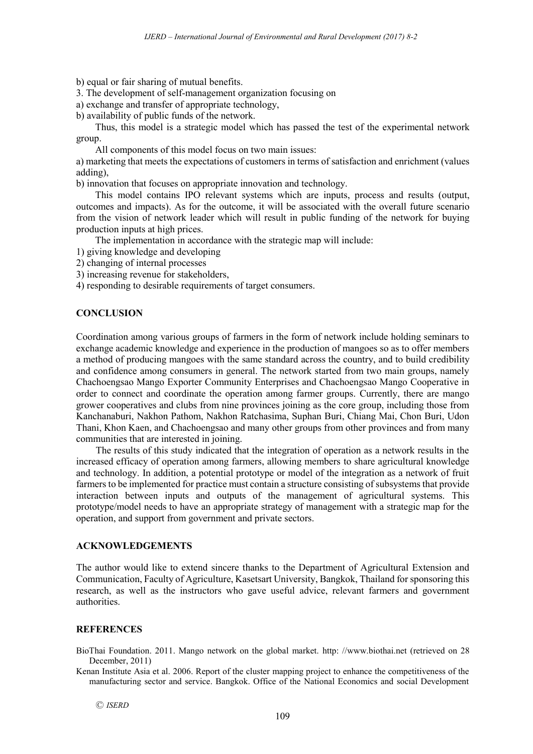b) equal or fair sharing of mutual benefits.

3. The development of self-management organization focusing on

a) exchange and transfer of appropriate technology,

b) availability of public funds of the network.

Thus, this model is a strategic model which has passed the test of the experimental network group.

All components of this model focus on two main issues:

a) marketing that meets the expectations of customers in terms of satisfaction and enrichment (values adding),

b) innovation that focuses on appropriate innovation and technology.

This model contains IPO relevant systems which are inputs, process and results (output, outcomes and impacts). As for the outcome, it will be associated with the overall future scenario from the vision of network leader which will result in public funding of the network for buying production inputs at high prices.

The implementation in accordance with the strategic map will include:

1) giving knowledge and developing
2) changing of internal processes
3) increasing revenue for stakeholders,
4) responding to desirable requirements of target consumers.

## CONCLUSION

Coordination among various groups of farmers in the form of network include holding seminars to exchange academic knowledge and experience in the production of mangoes so as to offer members a method of producing mangoes with the same standard across the country, and to build credibility and confidence among consumers in general. The network started from two main groups, namely Chachoengsao Mango Exporter Community Enterprises and Chachoengsao Mango Cooperative in order to connect and coordinate the operation among farmer groups. Currently, there are mango grower cooperatives and clubs from nine provinces joining as the core group, including those from Kanchanaburi, Nakhon Pathom, Nakhon Ratchasima, Suphan Buri, Chiang Mai, Chon Buri, Udon Thani, Khon Kaen, and Chachoengsao and many other groups from other provinces and from many communities that are interested in joining.

The results of this study indicated that the integration of operation as a network results in the increased efficacy of operation among farmers, allowing members to share agricultural knowledge and technology. In addition, a potential prototype or model of the integration as a network of fruit farmers to be implemented for practice must contain a structure consisting of subsystems that provide interaction between inputs and outputs of the management of agricultural systems. This prototype/model needs to have an appropriate strategy of management with a strategic map for the operation, and support from government and private sectors.

## ACKNOWLEDGEMENTS

The author would like to extend sincere thanks to the Department of Agricultural Extension and Communication, Faculty of Agriculture, Kasetsart University, Bangkok, Thailand for sponsoring this research, as well as the instructors who gave useful advice, relevant farmers and government authorities.

## REFERENCES

BioThai Foundation. 2011. Mango network on the global market. http: //www.biothai.net (retrieved on 28 December, 2011)

Kenan Institute Asia et al. 2006. Report of the cluster mapping project to enhance the competitiveness of the manufacturing sector and service. Bangkok. Office of the National Economics and social Development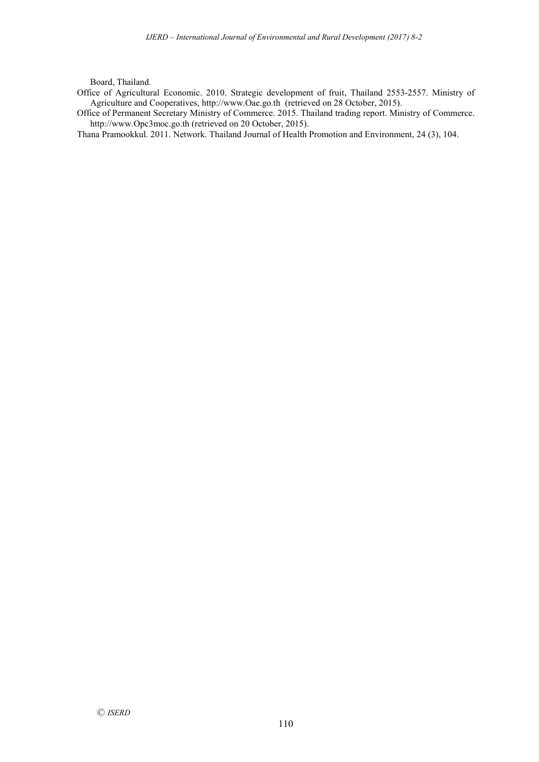Board, Thailand.

Office of Agricultural Economic. 2010. Strategic development of fruit, Thailand 2553-2557. Ministry of Agriculture and Cooperatives, http://www.Oae.go.th (retrieved on 28 October, 2015).

Office of Permanent Secretary Ministry of Commerce. 2015. Thailand trading report. Ministry of Commerce. http://www.Opc3moc.go.th (retrieved on 20 October, 2015).

Thana Pramookkul. 2011. Network. Thailand Journal of Health Promotion and Environment, 24 (3), 104.